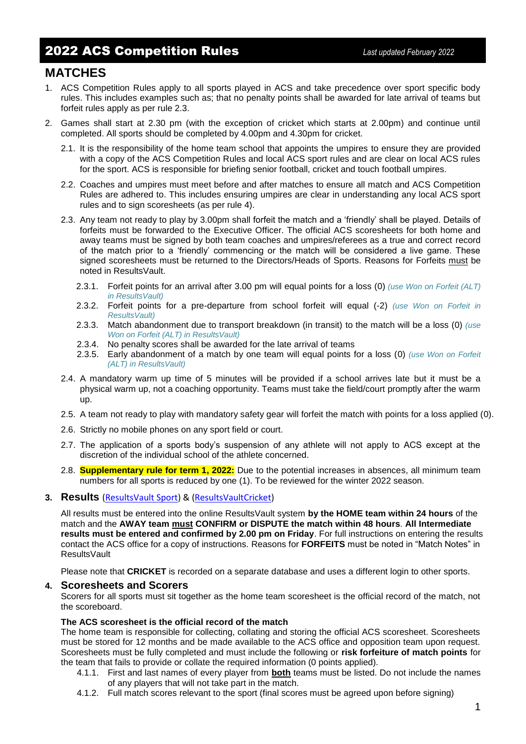# 2022 ACS Competition Rules

*Last updated February 2022*

## MATCHES

1. ACS Competition Rules apply to all sports played in ACS and take precedence over sport specific body rules. This includes examples such as; that no penalty points shall be awarded for late arrival of teams but forfeit rules apply as per rule 2.3.

2. Games shall start at 2.30 pm (with the exception of cricket which starts at 2.00pm) and continue until completed. All sports should be completed by 4.00pm and 4.30pm for cricket.

   2.1. It is the responsibility of the home team school that appoints the umpires to ensure they are provided with a copy of the ACS Competition Rules and local ACS sport rules and are clear on local ACS rules for the sport. ACS is responsible for briefing senior football, cricket and touch football umpires.

   2.2. Coaches and umpires must meet before and after matches to ensure all match and ACS Competition Rules are adhered to. This includes ensuring umpires are clear in understanding any local ACS sport rules and to sign scoresheets (as per rule 4).

   2.3. Any team not ready to play by 3.00pm shall forfeit the match and a 'friendly' shall be played. Details of forfeits must be forwarded to the Executive Officer. The official ACS scoresheets for both home and away teams must be signed by both team coaches and umpires/referees as a true and correct record of the match prior to a 'friendly' commencing or the match will be considered a live game. These signed scoresheets must be returned to the Directors/Heads of Sports. Reasons for Forfeits must be noted in ResultsVault.

      2.3.1. Forfeit points for an arrival after 3.00 pm will equal points for a loss (0) *(use Won on Forfeit (ALT) in ResultsVault)*
      2.3.2. Forfeit points for a pre-departure from school forfeit will equal (-2) *(use Won on Forfeit in ResultsVault)*
      2.3.3. Match abandonment due to transport breakdown (in transit) to the match will be a loss (0) *(use Won on Forfeit (ALT) in ResultsVault)*
      2.3.4. No penalty scores shall be awarded for the late arrival of teams
      2.3.5. Early abandonment of a match by one team will equal points for a loss (0) *(use Won on Forfeit (ALT) in ResultsVault)*

   2.4. A mandatory warm up time of 5 minutes will be provided if a school arrives late but it must be a physical warm up, not a coaching opportunity. Teams must take the field/court promptly after the warm up.

   2.5. A team not ready to play with mandatory safety gear will forfeit the match with points for a loss applied (0).

   2.6. Strictly no mobile phones on any sport field or court.

   2.7. The application of a sports body's suspension of any athlete will not apply to ACS except at the discretion of the individual school of the athlete concerned.

   2.8. **Supplementary rule for term 1, 2022:** Due to the potential increases in absences, all minimum team numbers for all sports is reduced by one (1). To be reviewed for the winter 2022 season.

### 3. Results (ResultsVault Sport) & (ResultsVaultCricket)

All results must be entered into the online ResultsVault system **by the HOME team within 24 hours** of the match and the **AWAY team must CONFIRM or DISPUTE the match within 48 hours**. **All Intermediate results must be entered and confirmed by 2.00 pm on Friday**. For full instructions on entering the results contact the ACS office for a copy of instructions. Reasons for **FORFEITS** must be noted in "Match Notes" in ResultsVault

Please note that **CRICKET** is recorded on a separate database and uses a different login to other sports.

### 4. Scoresheets and Scorers

Scorers for all sports must sit together as the home team scoresheet is the official record of the match, not the scoreboard.

**The ACS scoresheet is the official record of the match**

The home team is responsible for collecting, collating and storing the official ACS scoresheet. Scoresheets must be stored for 12 months and be made available to the ACS office and opposition team upon request. Scoresheets must be fully completed and must include the following or **risk forfeiture of match points** for the team that fails to provide or collate the required information (0 points applied).

4.1.1. First and last names of every player from **both** teams must be listed. Do not include the names of any players that will not take part in the match.
4.1.2. Full match scores relevant to the sport (final scores must be agreed upon before signing)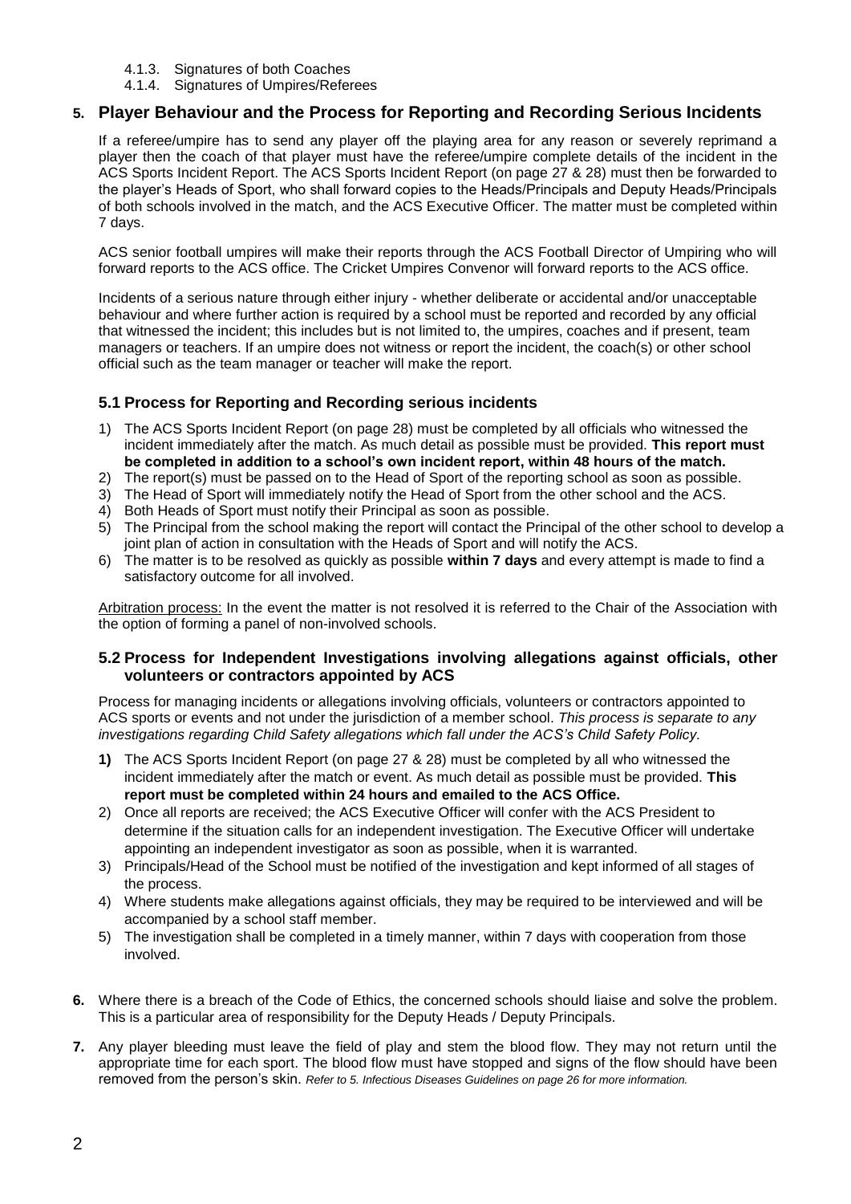4.1.3. Signatures of both Coaches
4.1.4. Signatures of Umpires/Referees

## 5. Player Behaviour and the Process for Reporting and Recording Serious Incidents

If a referee/umpire has to send any player off the playing area for any reason or severely reprimand a player then the coach of that player must have the referee/umpire complete details of the incident in the ACS Sports Incident Report. The ACS Sports Incident Report (on page 27 & 28) must then be forwarded to the player's Heads of Sport, who shall forward copies to the Heads/Principals and Deputy Heads/Principals of both schools involved in the match, and the ACS Executive Officer. The matter must be completed within 7 days.

ACS senior football umpires will make their reports through the ACS Football Director of Umpiring who will forward reports to the ACS office. The Cricket Umpires Convenor will forward reports to the ACS office.

Incidents of a serious nature through either injury - whether deliberate or accidental and/or unacceptable behaviour and where further action is required by a school must be reported and recorded by any official that witnessed the incident; this includes but is not limited to, the umpires, coaches and if present, team managers or teachers. If an umpire does not witness or report the incident, the coach(s) or other school official such as the team manager or teacher will make the report.

### 5.1 Process for Reporting and Recording serious incidents

1) The ACS Sports Incident Report (on page 28) must be completed by all officials who witnessed the incident immediately after the match. As much detail as possible must be provided. **This report must be completed in addition to a school's own incident report, within 48 hours of the match.**
2) The report(s) must be passed on to the Head of Sport of the reporting school as soon as possible.
3) The Head of Sport will immediately notify the Head of Sport from the other school and the ACS.
4) Both Heads of Sport must notify their Principal as soon as possible.
5) The Principal from the school making the report will contact the Principal of the other school to develop a joint plan of action in consultation with the Heads of Sport and will notify the ACS.
6) The matter is to be resolved as quickly as possible **within 7 days** and every attempt is made to find a satisfactory outcome for all involved.

Arbitration process: In the event the matter is not resolved it is referred to the Chair of the Association with the option of forming a panel of non-involved schools.

### 5.2 Process for Independent Investigations involving allegations against officials, other volunteers or contractors appointed by ACS

Process for managing incidents or allegations involving officials, volunteers or contractors appointed to ACS sports or events and not under the jurisdiction of a member school. *This process is separate to any investigations regarding Child Safety allegations which fall under the ACS's Child Safety Policy.*

**1)** The ACS Sports Incident Report (on page 27 & 28) must be completed by all who witnessed the incident immediately after the match or event. As much detail as possible must be provided. **This report must be completed within 24 hours and emailed to the ACS Office.**
2) Once all reports are received; the ACS Executive Officer will confer with the ACS President to determine if the situation calls for an independent investigation. The Executive Officer will undertake appointing an independent investigator as soon as possible, when it is warranted.
3) Principals/Head of the School must be notified of the investigation and kept informed of all stages of the process.
4) Where students make allegations against officials, they may be required to be interviewed and will be accompanied by a school staff member.
5) The investigation shall be completed in a timely manner, within 7 days with cooperation from those involved.

**6.** Where there is a breach of the Code of Ethics, the concerned schools should liaise and solve the problem. This is a particular area of responsibility for the Deputy Heads / Deputy Principals.

**7.** Any player bleeding must leave the field of play and stem the blood flow. They may not return until the appropriate time for each sport. The blood flow must have stopped and signs of the flow should have been removed from the person's skin. *Refer to 5. Infectious Diseases Guidelines on page 26 for more information.*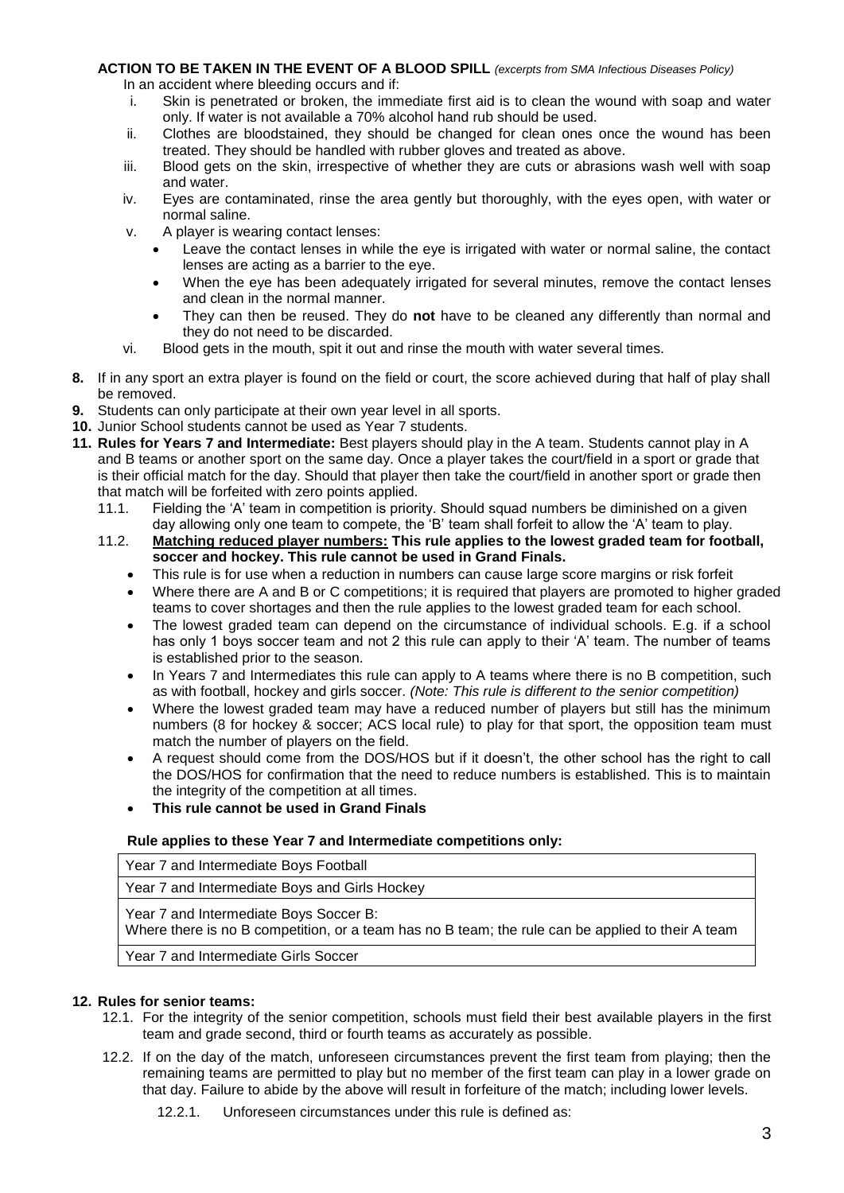**ACTION TO BE TAKEN IN THE EVENT OF A BLOOD SPILL** *(excerpts from SMA Infectious Diseases Policy)*

In an accident where bleeding occurs and if:

i. Skin is penetrated or broken, the immediate first aid is to clean the wound with soap and water only. If water is not available a 70% alcohol hand rub should be used.
ii. Clothes are bloodstained, they should be changed for clean ones once the wound has been treated. They should be handled with rubber gloves and treated as above.
iii. Blood gets on the skin, irrespective of whether they are cuts or abrasions wash well with soap and water.
iv. Eyes are contaminated, rinse the area gently but thoroughly, with the eyes open, with water or normal saline.
v. A player is wearing contact lenses:
   - Leave the contact lenses in while the eye is irrigated with water or normal saline, the contact lenses are acting as a barrier to the eye.
   - When the eye has been adequately irrigated for several minutes, remove the contact lenses and clean in the normal manner.
   - They can then be reused. They do **not** have to be cleaned any differently than normal and they do not need to be discarded.
vi. Blood gets in the mouth, spit it out and rinse the mouth with water several times.

**8.** If in any sport an extra player is found on the field or court, the score achieved during that half of play shall be removed.

**9.** Students can only participate at their own year level in all sports.

**10.** Junior School students cannot be used as Year 7 students.

**11. Rules for Years 7 and Intermediate:** Best players should play in the A team. Students cannot play in A and B teams or another sport on the same day. Once a player takes the court/field in a sport or grade that is their official match for the day. Should that player then take the court/field in another sport or grade then that match will be forfeited with zero points applied.

11.1. Fielding the 'A' team in competition is priority. Should squad numbers be diminished on a given day allowing only one team to compete, the 'B' team shall forfeit to allow the 'A' team to play.

11.2. **Matching reduced player numbers: This rule applies to the lowest graded team for football, soccer and hockey. This rule cannot be used in Grand Finals.**

- This rule is for use when a reduction in numbers can cause large score margins or risk forfeit
- Where there are A and B or C competitions; it is required that players are promoted to higher graded teams to cover shortages and then the rule applies to the lowest graded team for each school.
- The lowest graded team can depend on the circumstance of individual schools. E.g. if a school has only 1 boys soccer team and not 2 this rule can apply to their 'A' team. The number of teams is established prior to the season.
- In Years 7 and Intermediates this rule can apply to A teams where there is no B competition, such as with football, hockey and girls soccer. *(Note: This rule is different to the senior competition)*
- Where the lowest graded team may have a reduced number of players but still has the minimum numbers (8 for hockey & soccer; ACS local rule) to play for that sport, the opposition team must match the number of players on the field.
- A request should come from the DOS/HOS but if it doesn't, the other school has the right to call the DOS/HOS for confirmation that the need to reduce numbers is established. This is to maintain the integrity of the competition at all times.
- **This rule cannot be used in Grand Finals**

**Rule applies to these Year 7 and Intermediate competitions only:**

| Year 7 and Intermediate Boys Football |
|---|
| Year 7 and Intermediate Boys and Girls Hockey |
| Year 7 and Intermediate Boys Soccer B: Where there is no B competition, or a team has no B team; the rule can be applied to their A team |
| Year 7 and Intermediate Girls Soccer |

**12. Rules for senior teams:**

12.1. For the integrity of the senior competition, schools must field their best available players in the first team and grade second, third or fourth teams as accurately as possible.

12.2. If on the day of the match, unforeseen circumstances prevent the first team from playing; then the remaining teams are permitted to play but no member of the first team can play in a lower grade on that day. Failure to abide by the above will result in forfeiture of the match; including lower levels.

12.2.1. Unforeseen circumstances under this rule is defined as: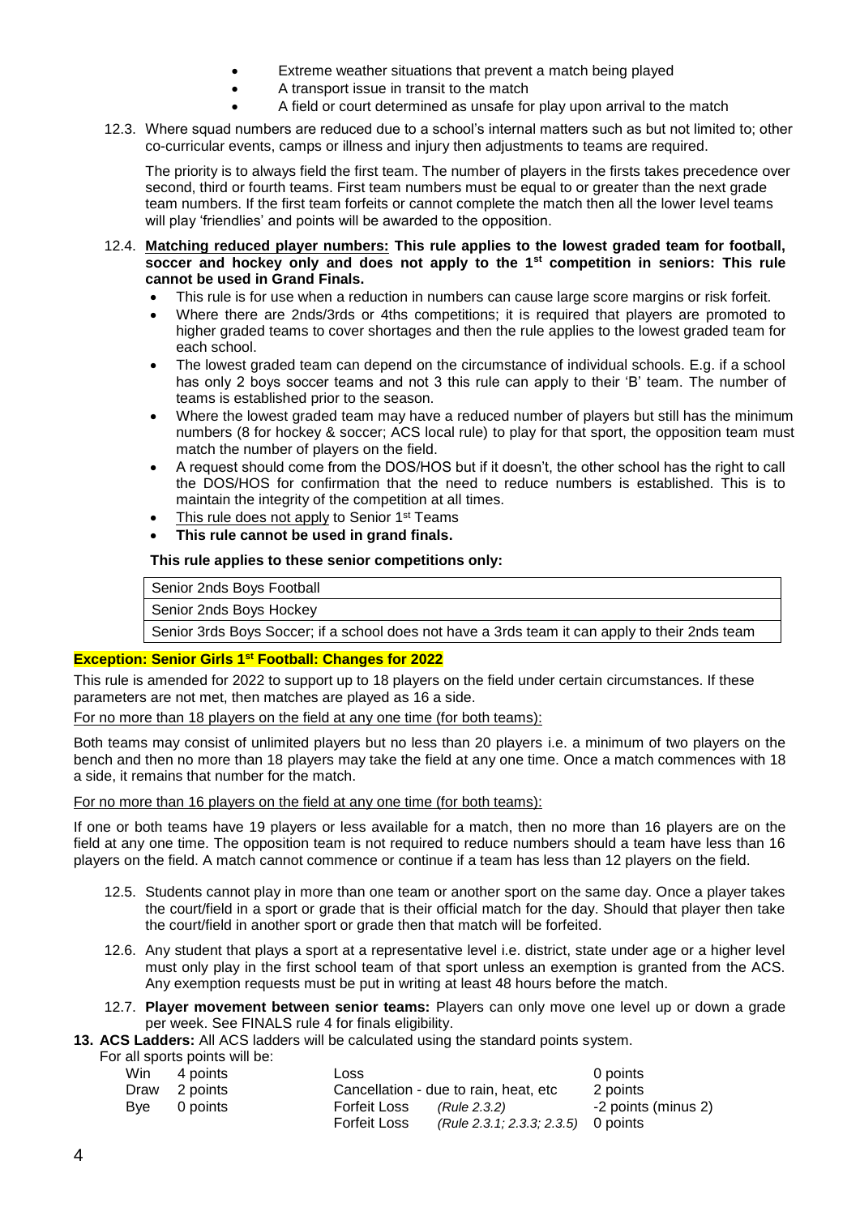- Extreme weather situations that prevent a match being played
- A transport issue in transit to the match
- A field or court determined as unsafe for play upon arrival to the match

12.3. Where squad numbers are reduced due to a school's internal matters such as but not limited to; other co-curricular events, camps or illness and injury then adjustments to teams are required.

The priority is to always field the first team. The number of players in the firsts takes precedence over second, third or fourth teams. First team numbers must be equal to or greater than the next grade team numbers. If the first team forfeits or cannot complete the match then all the lower level teams will play 'friendlies' and points will be awarded to the opposition.

12.4. **Matching reduced player numbers: This rule applies to the lowest graded team for football, soccer and hockey only and does not apply to the 1st competition in seniors: This rule cannot be used in Grand Finals.**

- This rule is for use when a reduction in numbers can cause large score margins or risk forfeit.
- Where there are 2nds/3rds or 4ths competitions; it is required that players are promoted to higher graded teams to cover shortages and then the rule applies to the lowest graded team for each school.
- The lowest graded team can depend on the circumstance of individual schools. E.g. if a school has only 2 boys soccer teams and not 3 this rule can apply to their 'B' team. The number of teams is established prior to the season.
- Where the lowest graded team may have a reduced number of players but still has the minimum numbers (8 for hockey & soccer; ACS local rule) to play for that sport, the opposition team must match the number of players on the field.
- A request should come from the DOS/HOS but if it doesn't, the other school has the right to call the DOS/HOS for confirmation that the need to reduce numbers is established. This is to maintain the integrity of the competition at all times.
- This rule does not apply to Senior 1st Teams
- **This rule cannot be used in grand finals.**

**This rule applies to these senior competitions only:**

| Senior 2nds Boys Football |
|---|
| Senior 2nds Boys Hockey |
| Senior 3rds Boys Soccer; if a school does not have a 3rds team it can apply to their 2nds team |

**Exception: Senior Girls 1st Football: Changes for 2022**

This rule is amended for 2022 to support up to 18 players on the field under certain circumstances. If these parameters are not met, then matches are played as 16 a side.

For no more than 18 players on the field at any one time (for both teams):

Both teams may consist of unlimited players but no less than 20 players i.e. a minimum of two players on the bench and then no more than 18 players may take the field at any one time. Once a match commences with 18 a side, it remains that number for the match.

For no more than 16 players on the field at any one time (for both teams):

If one or both teams have 19 players or less available for a match, then no more than 16 players are on the field at any one time. The opposition team is not required to reduce numbers should a team have less than 16 players on the field. A match cannot commence or continue if a team has less than 12 players on the field.

12.5. Students cannot play in more than one team or another sport on the same day. Once a player takes the court/field in a sport or grade that is their official match for the day. Should that player then take the court/field in another sport or grade then that match will be forfeited.

12.6. Any student that plays a sport at a representative level i.e. district, state under age or a higher level must only play in the first school team of that sport unless an exemption is granted from the ACS. Any exemption requests must be put in writing at least 48 hours before the match.

12.7. **Player movement between senior teams:** Players can only move one level up or down a grade per week. See FINALS rule 4 for finals eligibility.

**13. ACS Ladders:** All ACS ladders will be calculated using the standard points system.

For all sports points will be:

| | | | | |
|---|---|---|---|---|
| Win | 4 points | Loss | | 0 points |
| Draw | 2 points | Cancellation - due to rain, heat, etc | | 2 points |
| Bye | 0 points | Forfeit Loss | *(Rule 2.3.2)* | -2 points (minus 2) |
| | | Forfeit Loss | *(Rule 2.3.1; 2.3.3; 2.3.5)* | 0 points |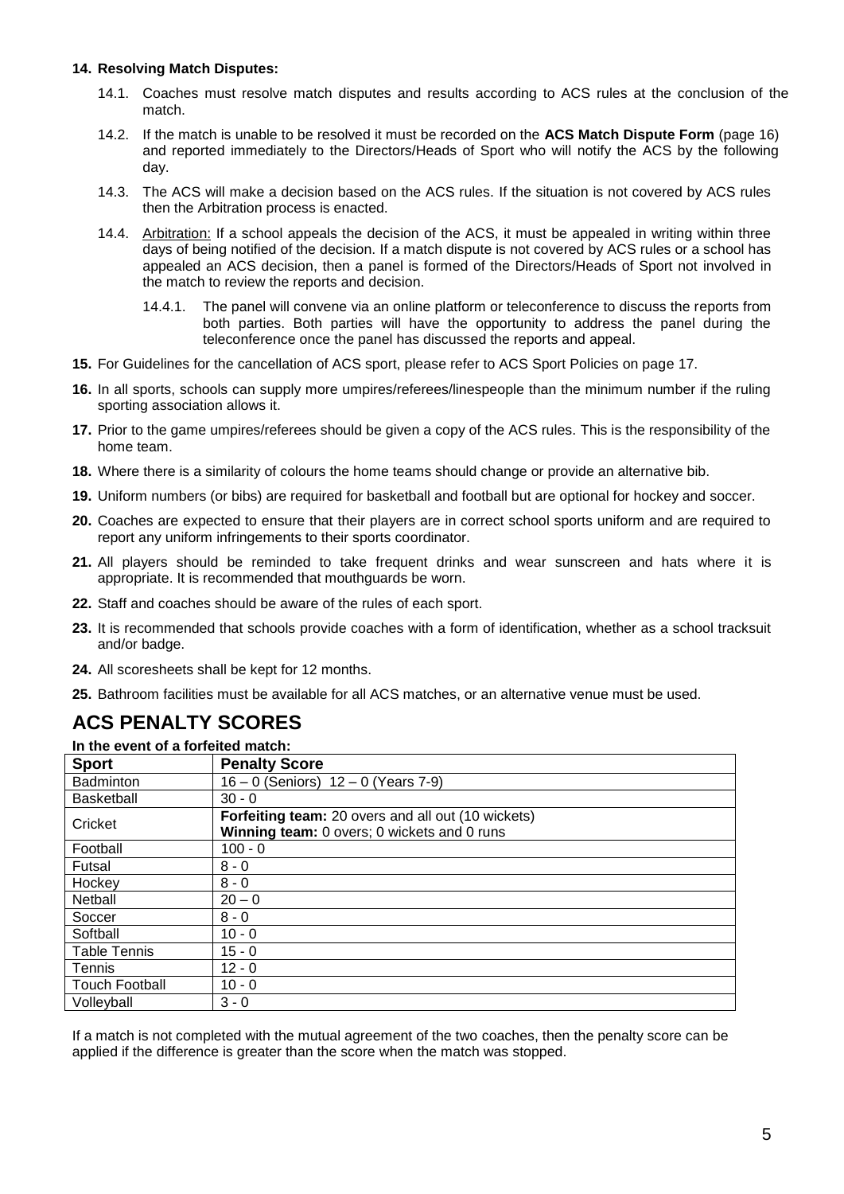**14. Resolving Match Disputes:**

14.1. Coaches must resolve match disputes and results according to ACS rules at the conclusion of the match.

14.2. If the match is unable to be resolved it must be recorded on the **ACS Match Dispute Form** (page 16) and reported immediately to the Directors/Heads of Sport who will notify the ACS by the following day.

14.3. The ACS will make a decision based on the ACS rules. If the situation is not covered by ACS rules then the Arbitration process is enacted.

14.4. Arbitration: If a school appeals the decision of the ACS, it must be appealed in writing within three days of being notified of the decision. If a match dispute is not covered by ACS rules or a school has appealed an ACS decision, then a panel is formed of the Directors/Heads of Sport not involved in the match to review the reports and decision.

14.4.1. The panel will convene via an online platform or teleconference to discuss the reports from both parties. Both parties will have the opportunity to address the panel during the teleconference once the panel has discussed the reports and appeal.

**15.** For Guidelines for the cancellation of ACS sport, please refer to ACS Sport Policies on page 17.

**16.** In all sports, schools can supply more umpires/referees/linespeople than the minimum number if the ruling sporting association allows it.

**17.** Prior to the game umpires/referees should be given a copy of the ACS rules. This is the responsibility of the home team.

**18.** Where there is a similarity of colours the home teams should change or provide an alternative bib.

**19.** Uniform numbers (or bibs) are required for basketball and football but are optional for hockey and soccer.

**20.** Coaches are expected to ensure that their players are in correct school sports uniform and are required to report any uniform infringements to their sports coordinator.

**21.** All players should be reminded to take frequent drinks and wear sunscreen and hats where it is appropriate. It is recommended that mouthguards be worn.

**22.** Staff and coaches should be aware of the rules of each sport.

**23.** It is recommended that schools provide coaches with a form of identification, whether as a school tracksuit and/or badge.

**24.** All scoresheets shall be kept for 12 months.

**25.** Bathroom facilities must be available for all ACS matches, or an alternative venue must be used.

## ACS PENALTY SCORES

**In the event of a forfeited match:**

| Sport | Penalty Score |
|---|---|
| Badminton | 16 – 0 (Seniors) 12 – 0 (Years 7-9) |
| Basketball | 30 - 0 |
| Cricket | **Forfeiting team:** 20 overs and all out (10 wickets)<br>**Winning team:** 0 overs; 0 wickets and 0 runs |
| Football | 100 - 0 |
| Futsal | 8 - 0 |
| Hockey | 8 - 0 |
| Netball | 20 – 0 |
| Soccer | 8 - 0 |
| Softball | 10 - 0 |
| Table Tennis | 15 - 0 |
| Tennis | 12 - 0 |
| Touch Football | 10 - 0 |
| Volleyball | 3 - 0 |

If a match is not completed with the mutual agreement of the two coaches, then the penalty score can be applied if the difference is greater than the score when the match was stopped.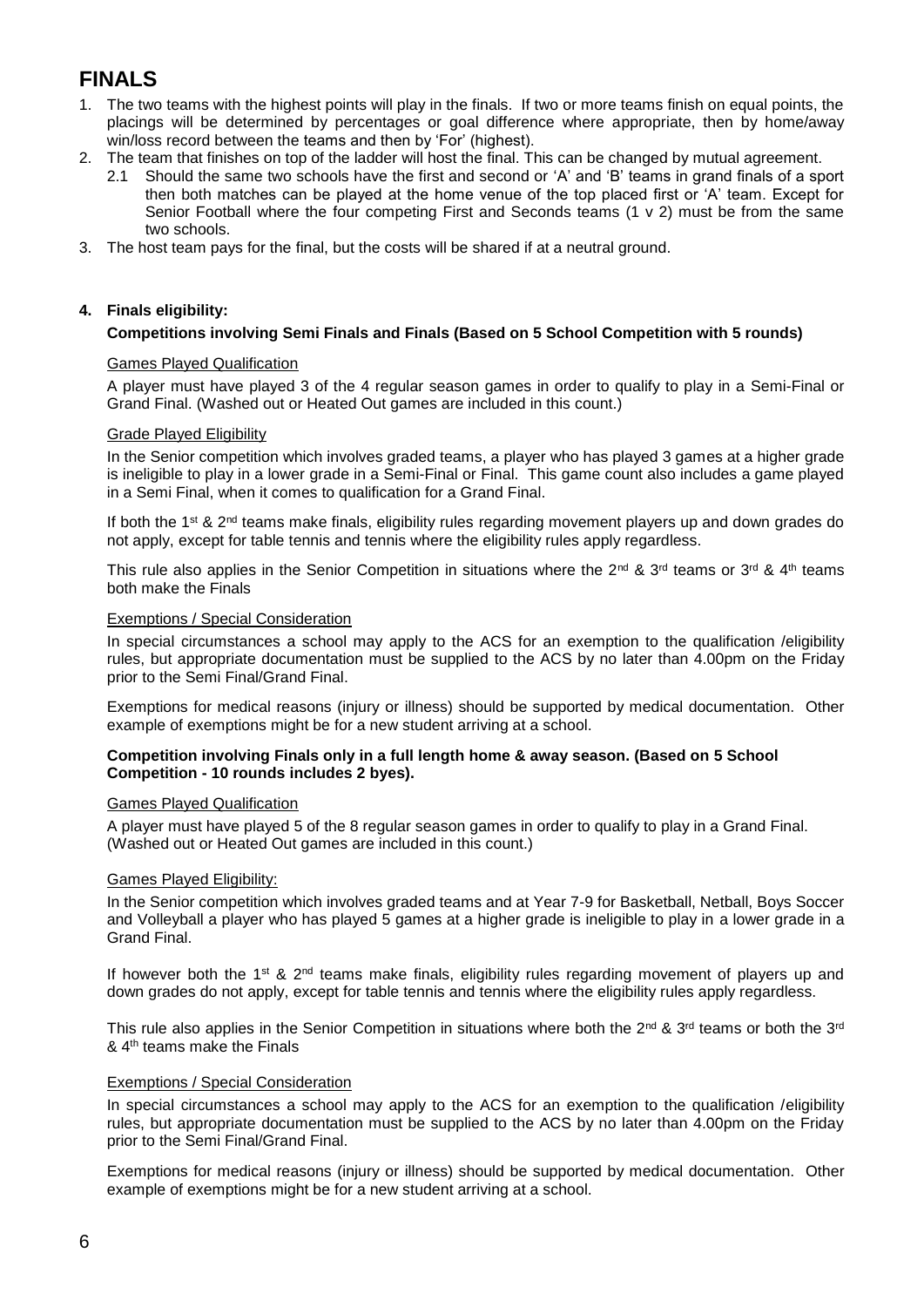# FINALS

1. The two teams with the highest points will play in the finals. If two or more teams finish on equal points, the placings will be determined by percentages or goal difference where appropriate, then by home/away win/loss record between the teams and then by 'For' (highest).
2. The team that finishes on top of the ladder will host the final. This can be changed by mutual agreement.
   2.1 Should the same two schools have the first and second or 'A' and 'B' teams in grand finals of a sport then both matches can be played at the home venue of the top placed first or 'A' team. Except for Senior Football where the four competing First and Seconds teams (1 v 2) must be from the same two schools.
3. The host team pays for the final, but the costs will be shared if at a neutral ground.

**4. Finals eligibility:**

**Competitions involving Semi Finals and Finals (Based on 5 School Competition with 5 rounds)**

Games Played Qualification

A player must have played 3 of the 4 regular season games in order to qualify to play in a Semi-Final or Grand Final. (Washed out or Heated Out games are included in this count.)

Grade Played Eligibility

In the Senior competition which involves graded teams, a player who has played 3 games at a higher grade is ineligible to play in a lower grade in a Semi-Final or Final. This game count also includes a game played in a Semi Final, when it comes to qualification for a Grand Final.

If both the 1st & 2nd teams make finals, eligibility rules regarding movement players up and down grades do not apply, except for table tennis and tennis where the eligibility rules apply regardless.

This rule also applies in the Senior Competition in situations where the 2nd & 3rd teams or 3rd & 4th teams both make the Finals

Exemptions / Special Consideration

In special circumstances a school may apply to the ACS for an exemption to the qualification /eligibility rules, but appropriate documentation must be supplied to the ACS by no later than 4.00pm on the Friday prior to the Semi Final/Grand Final.

Exemptions for medical reasons (injury or illness) should be supported by medical documentation. Other example of exemptions might be for a new student arriving at a school.

**Competition involving Finals only in a full length home & away season. (Based on 5 School Competition - 10 rounds includes 2 byes).**

Games Played Qualification

A player must have played 5 of the 8 regular season games in order to qualify to play in a Grand Final. (Washed out or Heated Out games are included in this count.)

Games Played Eligibility:

In the Senior competition which involves graded teams and at Year 7-9 for Basketball, Netball, Boys Soccer and Volleyball a player who has played 5 games at a higher grade is ineligible to play in a lower grade in a Grand Final.

If however both the 1st & 2nd teams make finals, eligibility rules regarding movement of players up and down grades do not apply, except for table tennis and tennis where the eligibility rules apply regardless.

This rule also applies in the Senior Competition in situations where both the 2nd & 3rd teams or both the 3rd & 4th teams make the Finals

Exemptions / Special Consideration

In special circumstances a school may apply to the ACS for an exemption to the qualification /eligibility rules, but appropriate documentation must be supplied to the ACS by no later than 4.00pm on the Friday prior to the Semi Final/Grand Final.

Exemptions for medical reasons (injury or illness) should be supported by medical documentation. Other example of exemptions might be for a new student arriving at a school.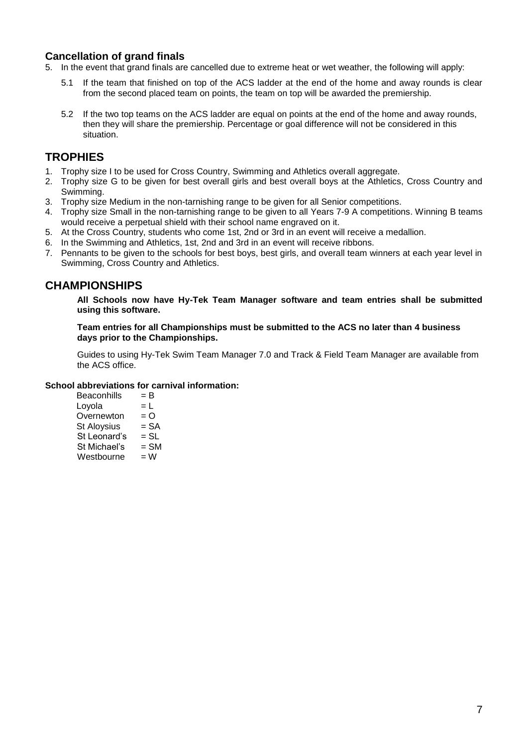### Cancellation of grand finals

5. In the event that grand finals are cancelled due to extreme heat or wet weather, the following will apply:

   5.1 If the team that finished on top of the ACS ladder at the end of the home and away rounds is clear from the second placed team on points, the team on top will be awarded the premiership.

   5.2 If the two top teams on the ACS ladder are equal on points at the end of the home and away rounds, then they will share the premiership. Percentage or goal difference will not be considered in this situation.

## TROPHIES

1. Trophy size I to be used for Cross Country, Swimming and Athletics overall aggregate.
2. Trophy size G to be given for best overall girls and best overall boys at the Athletics, Cross Country and Swimming.
3. Trophy size Medium in the non-tarnishing range to be given for all Senior competitions.
4. Trophy size Small in the non-tarnishing range to be given to all Years 7-9 A competitions. Winning B teams would receive a perpetual shield with their school name engraved on it.
5. At the Cross Country, students who come 1st, 2nd or 3rd in an event will receive a medallion.
6. In the Swimming and Athletics, 1st, 2nd and 3rd in an event will receive ribbons.
7. Pennants to be given to the schools for best boys, best girls, and overall team winners at each year level in Swimming, Cross Country and Athletics.

## CHAMPIONSHIPS

**All Schools now have Hy-Tek Team Manager software and team entries shall be submitted using this software.**

**Team entries for all Championships must be submitted to the ACS no later than 4 business days prior to the Championships.**

Guides to using Hy-Tek Swim Team Manager 7.0 and Track & Field Team Manager are available from the ACS office.

**School abbreviations for carnival information:**

Beaconhills = B
Loyola = L
Overnewton = O
St Aloysius = SA
St Leonard's = SL
St Michael's = SM
Westbourne = W